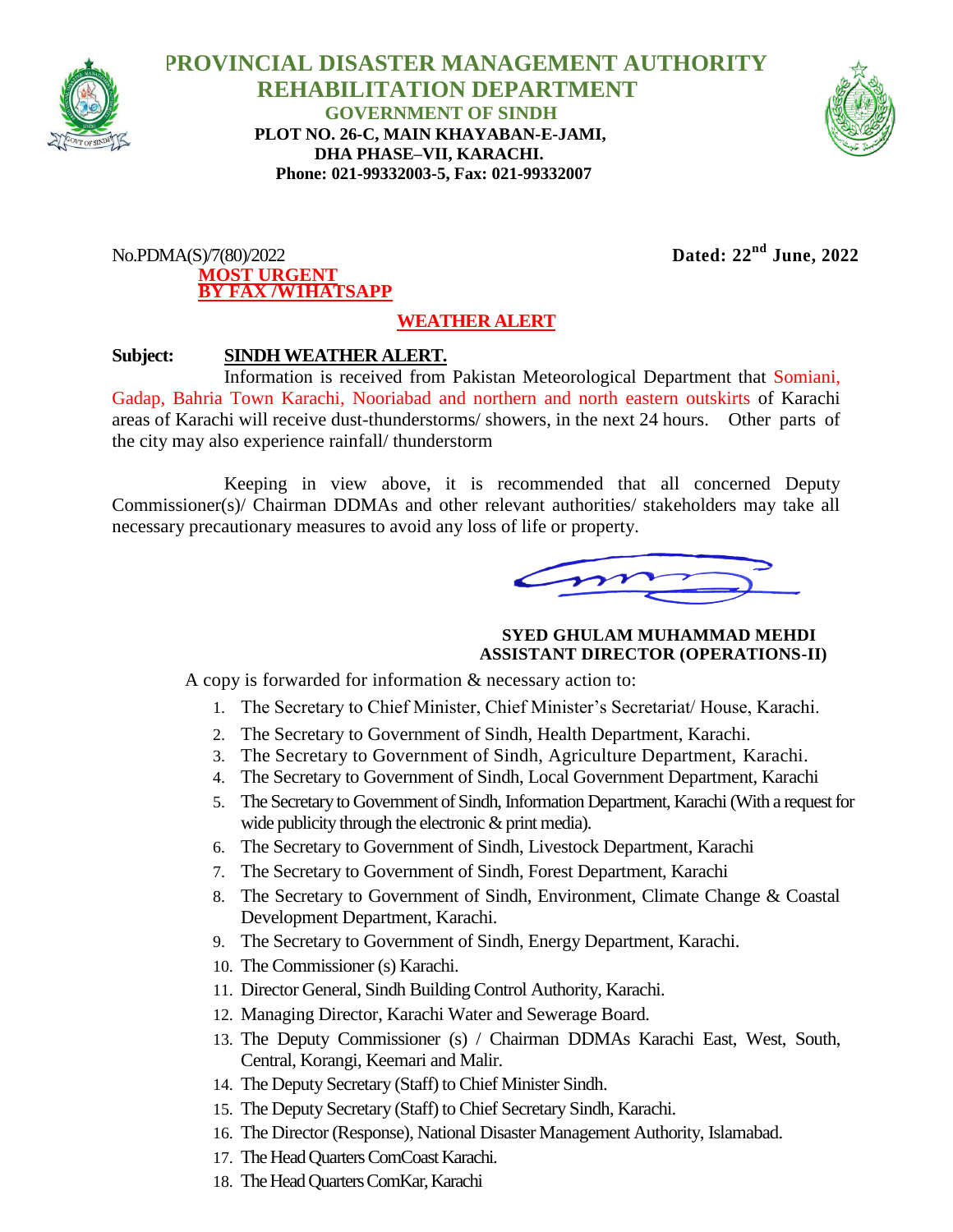# PROVINCIAL DISASTER MANAGEMENT AUTHORITY
## REHABILITATION DEPARTMENT
### GOVERNMENT OF SINDH

**PLOT NO. 26-C, MAIN KHAYABAN-E-JAMI,**
**DHA PHASE–VII, KARACHI.**
**Phone: 021-99332003-5, Fax: 021-99332007**

No.PDMA(S)/7(80)/2022 **Dated: 22nd June, 2022**

**MOST URGENT**
**BY FAX /W1HATSAPP**

**WEATHER ALERT**

**Subject: SINDH WEATHER ALERT.**

Information is received from Pakistan Meteorological Department that Somiani, Gadap, Bahria Town Karachi, Nooriabad and northern and north eastern outskirts of Karachi areas of Karachi will receive dust-thunderstorms/ showers, in the next 24 hours. Other parts of the city may also experience rainfall/ thunderstorm

Keeping in view above, it is recommended that all concerned Deputy Commissioner(s)/ Chairman DDMAs and other relevant authorities/ stakeholders may take all necessary precautionary measures to avoid any loss of life or property.

**SYED GHULAM MUHAMMAD MEHDI**
**ASSISTANT DIRECTOR (OPERATIONS-II)**

A copy is forwarded for information & necessary action to:

1. The Secretary to Chief Minister, Chief Minister's Secretariat/ House, Karachi.
2. The Secretary to Government of Sindh, Health Department, Karachi.
3. The Secretary to Government of Sindh, Agriculture Department, Karachi.
4. The Secretary to Government of Sindh, Local Government Department, Karachi
5. The Secretary to Government of Sindh, Information Department, Karachi (With a request for wide publicity through the electronic & print media).
6. The Secretary to Government of Sindh, Livestock Department, Karachi
7. The Secretary to Government of Sindh, Forest Department, Karachi
8. The Secretary to Government of Sindh, Environment, Climate Change & Coastal Development Department, Karachi.
9. The Secretary to Government of Sindh, Energy Department, Karachi.
10. The Commissioner (s) Karachi.
11. Director General, Sindh Building Control Authority, Karachi.
12. Managing Director, Karachi Water and Sewerage Board.
13. The Deputy Commissioner (s) / Chairman DDMAs Karachi East, West, South, Central, Korangi, Keemari and Malir.
14. The Deputy Secretary (Staff) to Chief Minister Sindh.
15. The Deputy Secretary (Staff) to Chief Secretary Sindh, Karachi.
16. The Director (Response), National Disaster Management Authority, Islamabad.
17. The Head Quarters ComCoast Karachi.
18. The Head Quarters ComKar, Karachi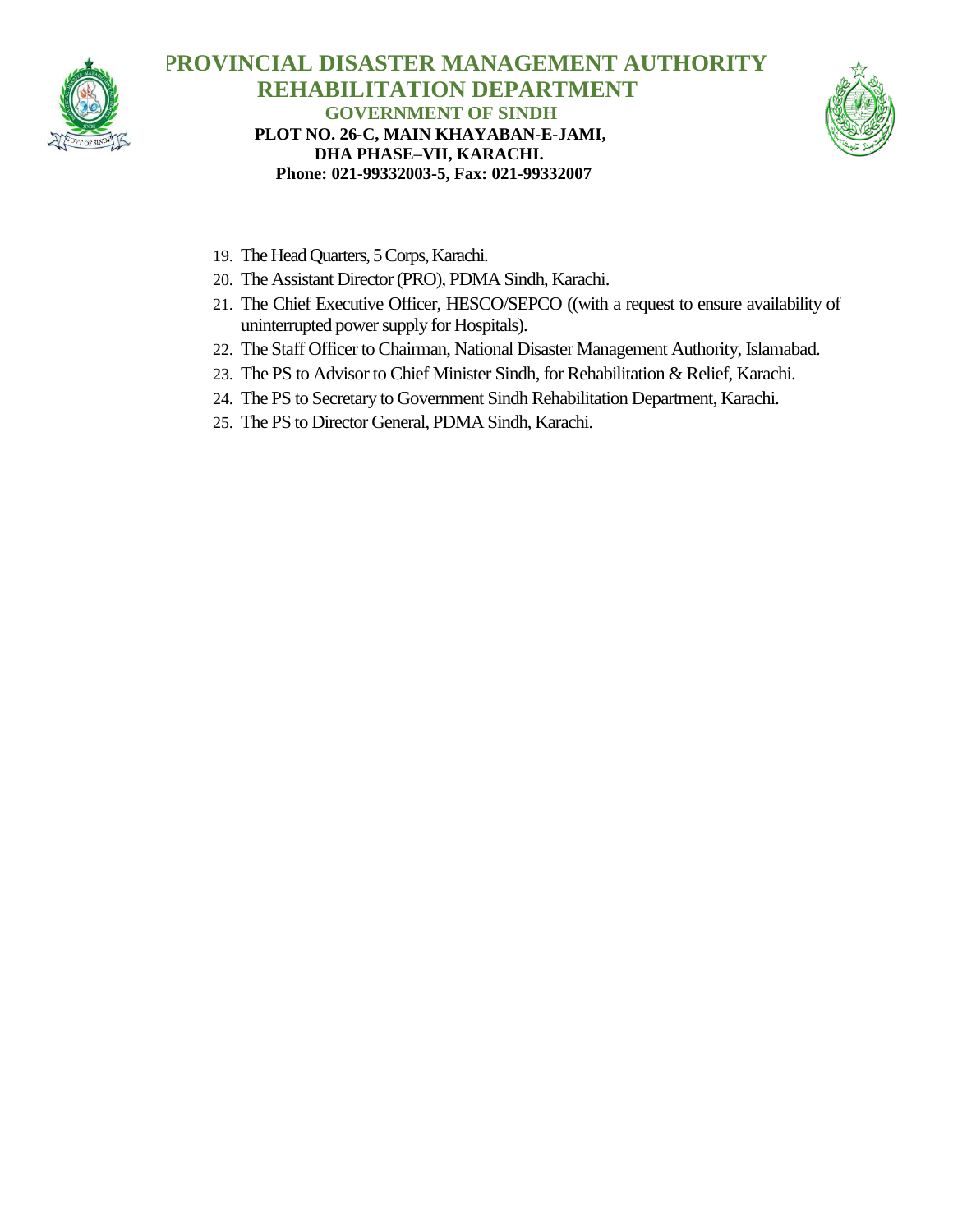# PROVINCIAL DISASTER MANAGEMENT AUTHORITY
## REHABILITATION DEPARTMENT
### GOVERNMENT OF SINDH

**PLOT NO. 26-C, MAIN KHAYABAN-E-JAMI,**
**DHA PHASE–VII, KARACHI.**
**Phone: 021-99332003-5, Fax: 021-99332007**

19. The Head Quarters, 5 Corps, Karachi.
20. The Assistant Director (PRO), PDMA Sindh, Karachi.
21. The Chief Executive Officer, HESCO/SEPCO ((with a request to ensure availability of uninterrupted power supply for Hospitals).
22. The Staff Officer to Chairman, National Disaster Management Authority, Islamabad.
23. The PS to Advisor to Chief Minister Sindh, for Rehabilitation & Relief, Karachi.
24. The PS to Secretary to Government Sindh Rehabilitation Department, Karachi.
25. The PS to Director General, PDMA Sindh, Karachi.